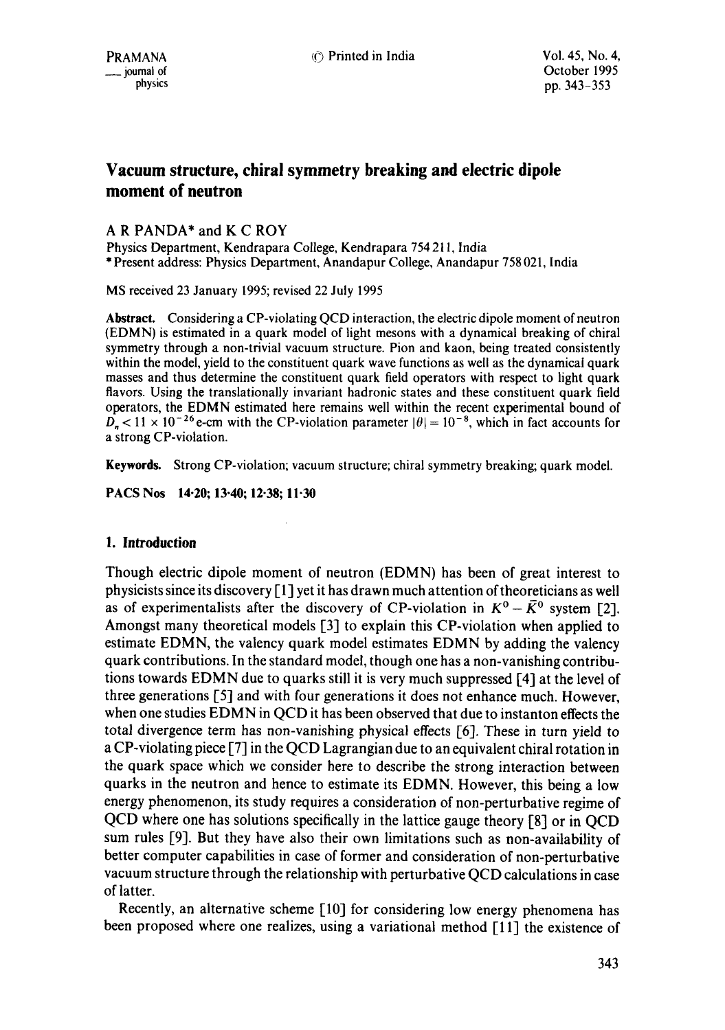# Vacuum structure, chiral symmetry breaking and electric dipole moment of neutron

A R PANDA* and K C ROY

Physics Department, Kendrapara College, Kendrapara 754 211, India

*Present address: Physics Department, Anandapur College, Anandapur 758 021, India

MS received 23 January 1995; revised 22 July 1995

**Abstract.** Considering a CP-violating QCD interaction, the electric dipole moment of neutron (EDMN) is estimated in a quark model of light mesons with a dynamical breaking of chiral symmetry through a non-trivial vacuum structure. Pion and kaon, being treated consistently within the model, yield to the constituent quark wave functions as well as the dynamical quark masses and thus determine the constituent quark field operators with respect to light quark flavors. Using the translationally invariant hadronic states and these constituent quark field operators, the EDMN estimated here remains well within the recent experimental bound of $D_n < 11 \times 10^{-26}$ e-cm with the CP-violation parameter $|\theta| = 10^{-8}$, which in fact accounts for a strong CP-violation.

**Keywords.** Strong CP-violation; vacuum structure; chiral symmetry breaking; quark model.

**PACS Nos 14·20; 13·40; 12·38; 11·30**

## 1. Introduction

Though electric dipole moment of neutron (EDMN) has been of great interest to physicists since its discovery [1] yet it has drawn much attention of theoreticians as well as of experimentalists after the discovery of CP-violation in $K^0 - \bar{K}^0$ system [2]. Amongst many theoretical models [3] to explain this CP-violation when applied to estimate EDMN, the valency quark model estimates EDMN by adding the valency quark contributions. In the standard model, though one has a non-vanishing contributions towards EDMN due to quarks still it is very much suppressed [4] at the level of three generations [5] and with four generations it does not enhance much. However, when one studies EDMN in QCD it has been observed that due to instanton effects the total divergence term has non-vanishing physical effects [6]. These in turn yield to a CP-violating piece [7] in the QCD Lagrangian due to an equivalent chiral rotation in the quark space which we consider here to describe the strong interaction between quarks in the neutron and hence to estimate its EDMN. However, this being a low energy phenomenon, its study requires a consideration of non-perturbative regime of QCD where one has solutions specifically in the lattice gauge theory [8] or in QCD sum rules [9]. But they have also their own limitations such as non-availability of better computer capabilities in case of former and consideration of non-perturbative vacuum structure through the relationship with perturbative QCD calculations in case of latter.

Recently, an alternative scheme [10] for considering low energy phenomena has been proposed where one realizes, using a variational method [11] the existence of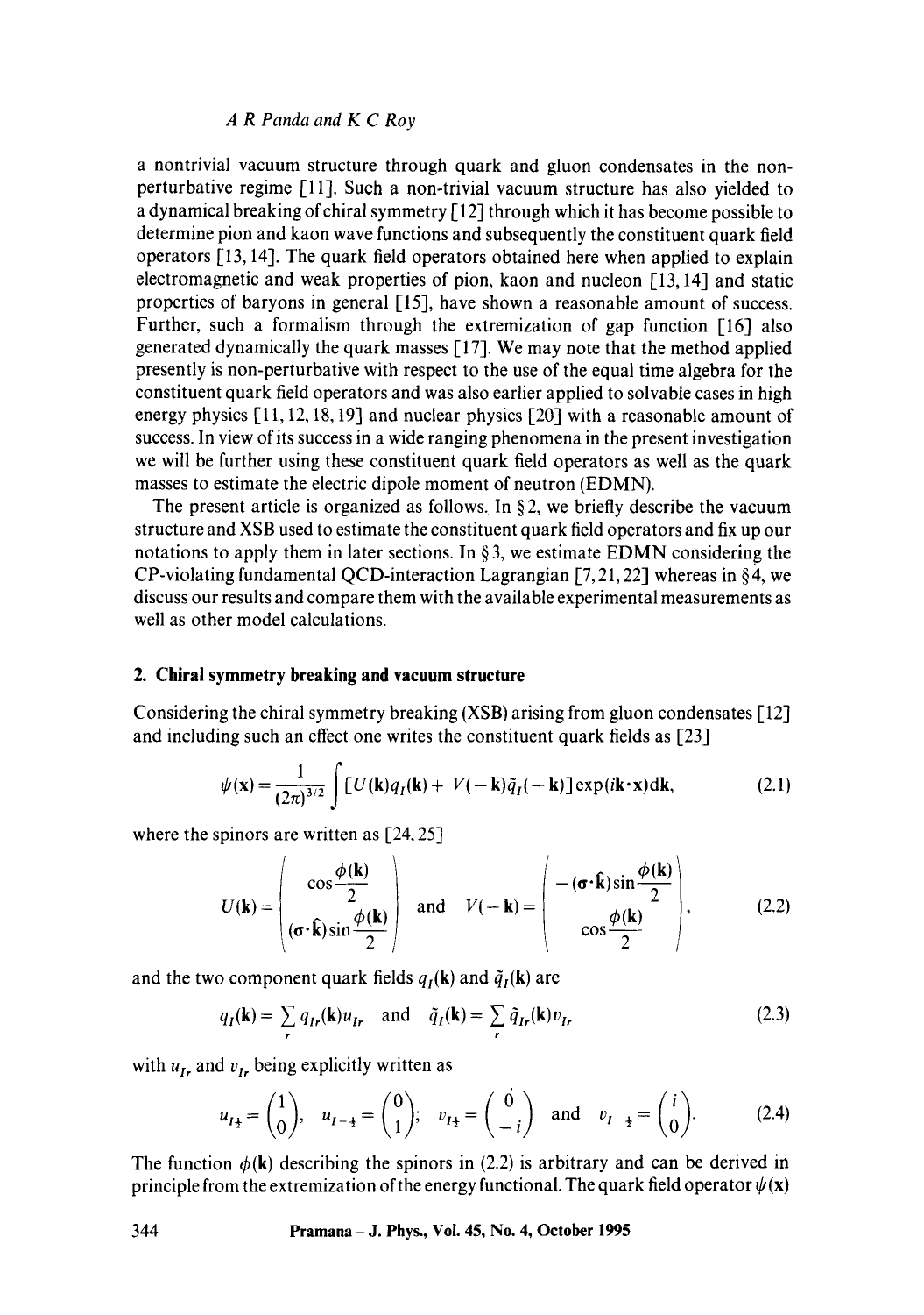a nontrivial vacuum structure through quark and gluon condensates in the non-perturbative regime [11]. Such a non-trivial vacuum structure has also yielded to a dynamical breaking of chiral symmetry [12] through which it has become possible to determine pion and kaon wave functions and subsequently the constituent quark field operators [13, 14]. The quark field operators obtained here when applied to explain electromagnetic and weak properties of pion, kaon and nucleon [13, 14] and static properties of baryons in general [15], have shown a reasonable amount of success. Further, such a formalism through the extremization of gap function [16] also generated dynamically the quark masses [17]. We may note that the method applied presently is non-perturbative with respect to the use of the equal time algebra for the constituent quark field operators and was also earlier applied to solvable cases in high energy physics [11, 12, 18, 19] and nuclear physics [20] with a reasonable amount of success. In view of its success in a wide ranging phenomena in the present investigation we will be further using these constituent quark field operators as well as the quark masses to estimate the electric dipole moment of neutron (EDMN).

The present article is organized as follows. In § 2, we briefly describe the vacuum structure and XSB used to estimate the constituent quark field operators and fix up our notations to apply them in later sections. In § 3, we estimate EDMN considering the CP-violating fundamental QCD-interaction Lagrangian [7, 21, 22] whereas in § 4, we discuss our results and compare them with the available experimental measurements as well as other model calculations.

## 2. Chiral symmetry breaking and vacuum structure

Considering the chiral symmetry breaking (XSB) arising from gluon condensates [12] and including such an effect one writes the constituent quark fields as [23]

$$\psi(\mathbf{x}) = \frac{1}{(2\pi)^{3/2}} \int [U(\mathbf{k}) q_I(\mathbf{k}) + V(-\mathbf{k}) \tilde{q}_I(-\mathbf{k})] \exp(i\mathbf{k}\cdot\mathbf{x}) d\mathbf{k}, \tag{2.1}$$

where the spinors are written as [24, 25]

$$U(\mathbf{k}) = \begin{pmatrix} \cos\dfrac{\phi(\mathbf{k})}{2} \\ (\boldsymbol{\sigma}\cdot\hat{\mathbf{k}})\sin\dfrac{\phi(\mathbf{k})}{2} \end{pmatrix} \quad \text{and} \quad V(-\mathbf{k}) = \begin{pmatrix} -(\boldsymbol{\sigma}\cdot\hat{\mathbf{k}})\sin\dfrac{\phi(\mathbf{k})}{2} \\ \cos\dfrac{\phi(\mathbf{k})}{2} \end{pmatrix}, \tag{2.2}$$

and the two component quark fields $q_I(\mathbf{k})$ and $\tilde{q}_I(\mathbf{k})$ are

$$q_I(\mathbf{k}) = \sum_r q_{Ir}(\mathbf{k}) u_{Ir} \quad \text{and} \quad \tilde{q}_I(\mathbf{k}) = \sum_r \tilde{q}_{Ir}(\mathbf{k}) v_{Ir} \tag{2.3}$$

with $u_{Ir}$ and $v_{Ir}$ being explicitly written as

$$u_{I\frac{1}{2}} = \begin{pmatrix} 1 \\ 0 \end{pmatrix}, \quad u_{I-\frac{1}{2}} = \begin{pmatrix} 0 \\ 1 \end{pmatrix}; \quad v_{I\frac{1}{2}} = \begin{pmatrix} 0 \\ -i \end{pmatrix} \quad \text{and} \quad v_{I-\frac{1}{2}} = \begin{pmatrix} i \\ 0 \end{pmatrix}. \tag{2.4}$$

The function $\phi(\mathbf{k})$ describing the spinors in (2.2) is arbitrary and can be derived in principle from the extremization of the energy functional. The quark field operator $\psi(\mathbf{x})$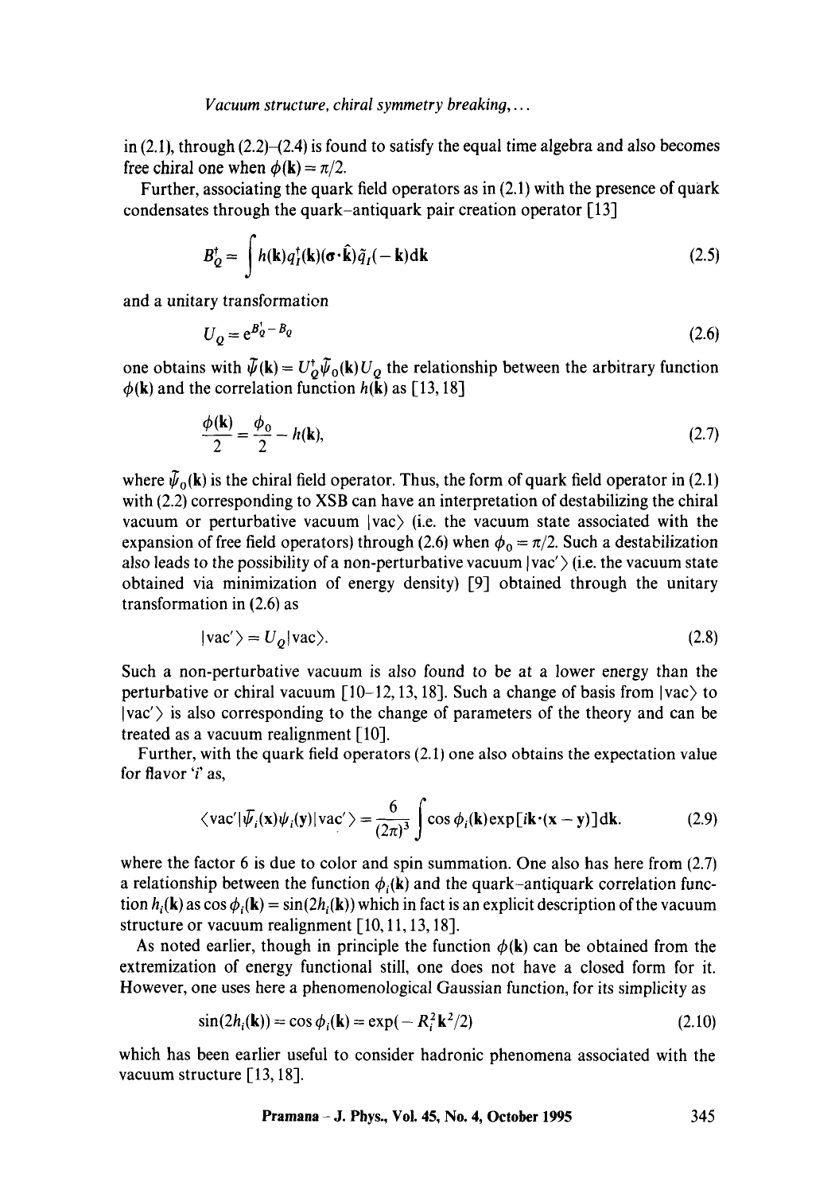in (2.1), through (2.2)–(2.4) is found to satisfy the equal time algebra and also becomes free chiral one when $\phi(\mathbf{k}) = \pi/2$.

Further, associating the quark field operators as in (2.1) with the presence of quark condensates through the quark–antiquark pair creation operator [13]

$$B_Q^\dagger = \int h(\mathbf{k}) q_I^\dagger(\mathbf{k})(\boldsymbol{\sigma}\cdot\hat{\mathbf{k}})\tilde{q}_I(-\mathbf{k})\mathrm{d}\mathbf{k} \tag{2.5}$$

and a unitary transformation

$$U_Q = e^{B_Q^\dagger - B_Q} \tag{2.6}$$

one obtains with $\tilde{\psi}(\mathbf{k}) = U_Q^\dagger \tilde{\psi}_0(\mathbf{k}) U_Q$ the relationship between the arbitrary function $\phi(\mathbf{k})$ and the correlation function $h(\mathbf{k})$ as [13, 18]

$$\frac{\phi(\mathbf{k})}{2} = \frac{\phi_0}{2} - h(\mathbf{k}), \tag{2.7}$$

where $\tilde{\psi}_0(\mathbf{k})$ is the chiral field operator. Thus, the form of quark field operator in (2.1) with (2.2) corresponding to XSB can have an interpretation of destabilizing the chiral vacuum or perturbative vacuum $|\mathrm{vac}\rangle$ (i.e. the vacuum state associated with the expansion of free field operators) through (2.6) when $\phi_0 = \pi/2$. Such a destabilization also leads to the possibility of a non-perturbative vacuum $|\mathrm{vac}'\rangle$ (i.e. the vacuum state obtained via minimization of energy density) [9] obtained through the unitary transformation in (2.6) as

$$|\mathrm{vac}'\rangle = U_Q|\mathrm{vac}\rangle. \tag{2.8}$$

Such a non-perturbative vacuum is also found to be at a lower energy than the perturbative or chiral vacuum [10–12, 13, 18]. Such a change of basis from $|\mathrm{vac}\rangle$ to $|\mathrm{vac}'\rangle$ is also corresponding to the change of parameters of the theory and can be treated as a vacuum realignment [10].

Further, with the quark field operators (2.1) one also obtains the expectation value for flavor '$i$' as,

$$\langle \mathrm{vac}'|\bar{\psi}_i(\mathbf{x})\psi_i(\mathbf{y})|\mathrm{vac}'\rangle = \frac{6}{(2\pi)^3}\int \cos\phi_i(\mathbf{k})\exp[i\mathbf{k}\cdot(\mathbf{x}-\mathbf{y})]\mathrm{d}\mathbf{k}. \tag{2.9}$$

where the factor 6 is due to color and spin summation. One also has here from (2.7) a relationship between the function $\phi_i(\mathbf{k})$ and the quark–antiquark correlation function $h_i(\mathbf{k})$ as $\cos\phi_i(\mathbf{k}) = \sin(2h_i(\mathbf{k}))$ which in fact is an explicit description of the vacuum structure or vacuum realignment [10, 11, 13, 18].

As noted earlier, though in principle the function $\phi(\mathbf{k})$ can be obtained from the extremization of energy functional still, one does not have a closed form for it. However, one uses here a phenomenological Gaussian function, for its simplicity as

$$\sin(2h_i(\mathbf{k})) = \cos\phi_i(\mathbf{k}) = \exp(-R_i^2\mathbf{k}^2/2) \tag{2.10}$$

which has been earlier useful to consider hadronic phenomena associated with the vacuum structure [13, 18].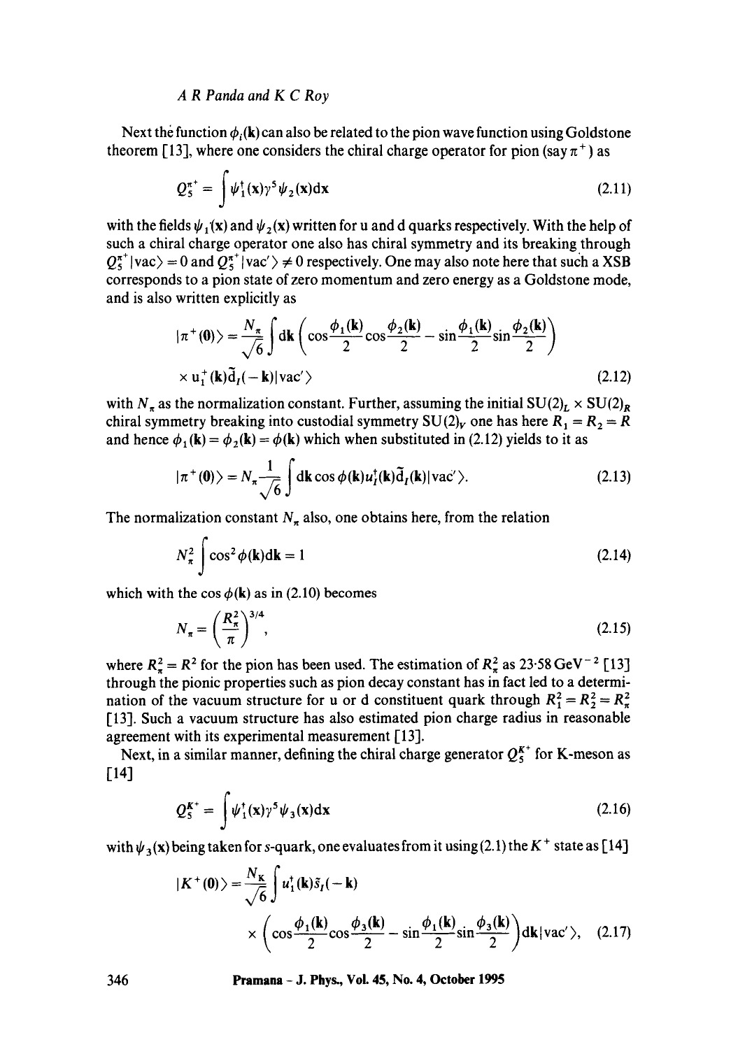Next the function $\phi_i(\mathbf{k})$ can also be related to the pion wave function using Goldstone theorem [13], where one considers the chiral charge operator for pion (say $\pi^+$) as

$$Q_5^{\pi^+} = \int \psi_1^\dagger(\mathbf{x})\gamma^5\psi_2(\mathbf{x})\mathrm{d}\mathbf{x} \tag{2.11}$$

with the fields $\psi_1(\mathbf{x})$ and $\psi_2(\mathbf{x})$ written for u and d quarks respectively. With the help of such a chiral charge operator one also has chiral symmetry and its breaking through $Q_5^{\pi^+}|\mathrm{vac}\rangle = 0$ and $Q_5^{\pi^+}|\mathrm{vac}'\rangle \neq 0$ respectively. One may also note here that such a XSB corresponds to a pion state of zero momentum and zero energy as a Goldstone mode, and is also written explicitly as

$$|\pi^+(\mathbf{0})\rangle = \frac{N_\pi}{\sqrt{6}}\int \mathrm{d}\mathbf{k}\left(\cos\frac{\phi_1(\mathbf{k})}{2}\cos\frac{\phi_2(\mathbf{k})}{2} - \sin\frac{\phi_1(\mathbf{k})}{2}\sin\frac{\phi_2(\mathbf{k})}{2}\right)$$
$$\times\, \mathrm{u}_I^+(\mathbf{k})\tilde{\mathrm{d}}_I(-\mathbf{k})|\mathrm{vac}'\rangle \tag{2.12}$$

with $N_\pi$ as the normalization constant. Further, assuming the initial $SU(2)_L \times SU(2)_R$ chiral symmetry breaking into custodial symmetry $SU(2)_V$ one has here $R_1 = R_2 = R$ and hence $\phi_1(\mathbf{k}) = \phi_2(\mathbf{k}) = \phi(\mathbf{k})$ which when substituted in (2.12) yields to it as

$$|\pi^+(\mathbf{0})\rangle = N_\pi\frac{1}{\sqrt{6}}\int \mathrm{d}\mathbf{k}\cos\phi(\mathbf{k})u_I^\dagger(\mathbf{k})\tilde{\mathrm{d}}_I(\mathbf{k})|\mathrm{vac}'\rangle. \tag{2.13}$$

The normalization constant $N_\pi$ also, one obtains here, from the relation

$$N_\pi^2\int \cos^2\phi(\mathbf{k})\mathrm{d}\mathbf{k} = 1 \tag{2.14}$$

which with the $\cos\phi(\mathbf{k})$ as in (2.10) becomes

$$N_\pi = \left(\frac{R_\pi^2}{\pi}\right)^{3/4}, \tag{2.15}$$

where $R_\pi^2 = R^2$ for the pion has been used. The estimation of $R_\pi^2$ as $23{\cdot}58\,\mathrm{GeV}^{-2}$ [13] through the pionic properties such as pion decay constant has in fact led to a determination of the vacuum structure for u or d constituent quark through $R_1^2 = R_2^2 = R_\pi^2$ [13]. Such a vacuum structure has also estimated pion charge radius in reasonable agreement with its experimental measurement [13].

Next, in a similar manner, defining the chiral charge generator $Q_5^{K^+}$ for K-meson as [14]

$$Q_5^{K^+} = \int \psi_1^\dagger(\mathbf{x})\gamma^5\psi_3(\mathbf{x})\mathrm{d}\mathbf{x} \tag{2.16}$$

with $\psi_3(\mathbf{x})$ being taken for $s$-quark, one evaluates from it using (2.1) the $K^+$ state as [14]

$$|K^+(\mathbf{0})\rangle = \frac{N_K}{\sqrt{6}}\int u_1^\dagger(\mathbf{k})\tilde{s}_I(-\mathbf{k})$$
$$\times\left(\cos\frac{\phi_1(\mathbf{k})}{2}\cos\frac{\phi_3(\mathbf{k})}{2} - \sin\frac{\phi_1(\mathbf{k})}{2}\sin\frac{\phi_3(\mathbf{k})}{2}\right)\mathrm{d}\mathbf{k}|\mathrm{vac}'\rangle, \tag{2.17}$$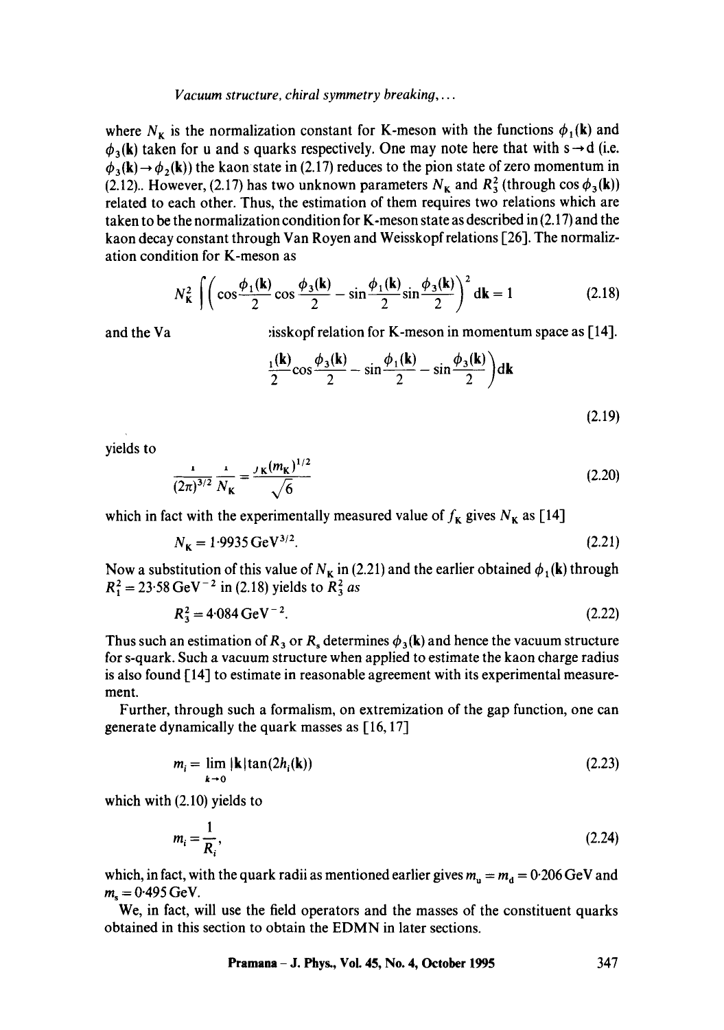where $N_K$ is the normalization constant for K-meson with the functions $\phi_1(\mathbf{k})$ and $\phi_3(\mathbf{k})$ taken for u and s quarks respectively. One may note here that with $s \to d$ (i.e. $\phi_3(\mathbf{k}) \to \phi_2(\mathbf{k})$) the kaon state in (2.17) reduces to the pion state of zero momentum in (2.12).. However, (2.17) has two unknown parameters $N_K$ and $R_3^2$ (through $\cos\phi_3(\mathbf{k})$) related to each other. Thus, the estimation of them requires two relations which are taken to be the normalization condition for K-meson state as described in (2.17) and the kaon decay constant through Van Royen and Weisskopf relations [26]. The normalization condition for K-meson as

$$N_K^2 \int \left( \cos\frac{\phi_1(\mathbf{k})}{2}\cos\frac{\phi_3(\mathbf{k})}{2} - \sin\frac{\phi_1(\mathbf{k})}{2}\sin\frac{\phi_3(\mathbf{k})}{2} \right)^2 \mathrm{d}\mathbf{k} = 1 \tag{2.18}$$

and the Va                    :isskopf relation for K-meson in momentum space as [14].

$$\frac{{}_1(\mathbf{k})}{2}\cos\frac{\phi_3(\mathbf{k})}{2} - \sin\frac{\phi_1(\mathbf{k})}{2} - \sin\frac{\phi_3(\mathbf{k})}{2} \Big) \mathrm{d}\mathbf{k} \tag{2.19}$$

yields to

$$\frac{1}{(2\pi)^{3/2}} \frac{1}{N_K} = \frac{f_K (m_K)^{1/2}}{\sqrt{6}} \tag{2.20}$$

which in fact with the experimentally measured value of $f_K$ gives $N_K$ as [14]

$$N_K = 1{\cdot}9935\,\mathrm{GeV}^{3/2}. \tag{2.21}$$

Now a substitution of this value of $N_K$ in (2.21) and the earlier obtained $\phi_1(\mathbf{k})$ through $R_1^2 = 23{\cdot}58\,\mathrm{GeV}^{-2}$ in (2.18) yields to $R_3^2$ *as*

$$R_3^2 = 4{\cdot}084\,\mathrm{GeV}^{-2}. \tag{2.22}$$

Thus such an estimation of $R_3$ or $R_s$ determines $\phi_3(\mathbf{k})$ and hence the vacuum structure for s-quark. Such a vacuum structure when applied to estimate the kaon charge radius is also found [14] to estimate in reasonable agreement with its experimental measurement.

Further, through such a formalism, on extremization of the gap function, one can generate dynamically the quark masses as [16, 17]

$$m_i = \lim_{k \to 0} |\mathbf{k}| \tan(2h_i(\mathbf{k})) \tag{2.23}$$

which with (2.10) yields to

$$m_i = \frac{1}{R_i}, \tag{2.24}$$

which, in fact, with the quark radii as mentioned earlier gives $m_u = m_d = 0{\cdot}206\,\mathrm{GeV}$ and $m_s = 0{\cdot}495\,\mathrm{GeV}$.

We, in fact, will use the field operators and the masses of the constituent quarks obtained in this section to obtain the EDMN in later sections.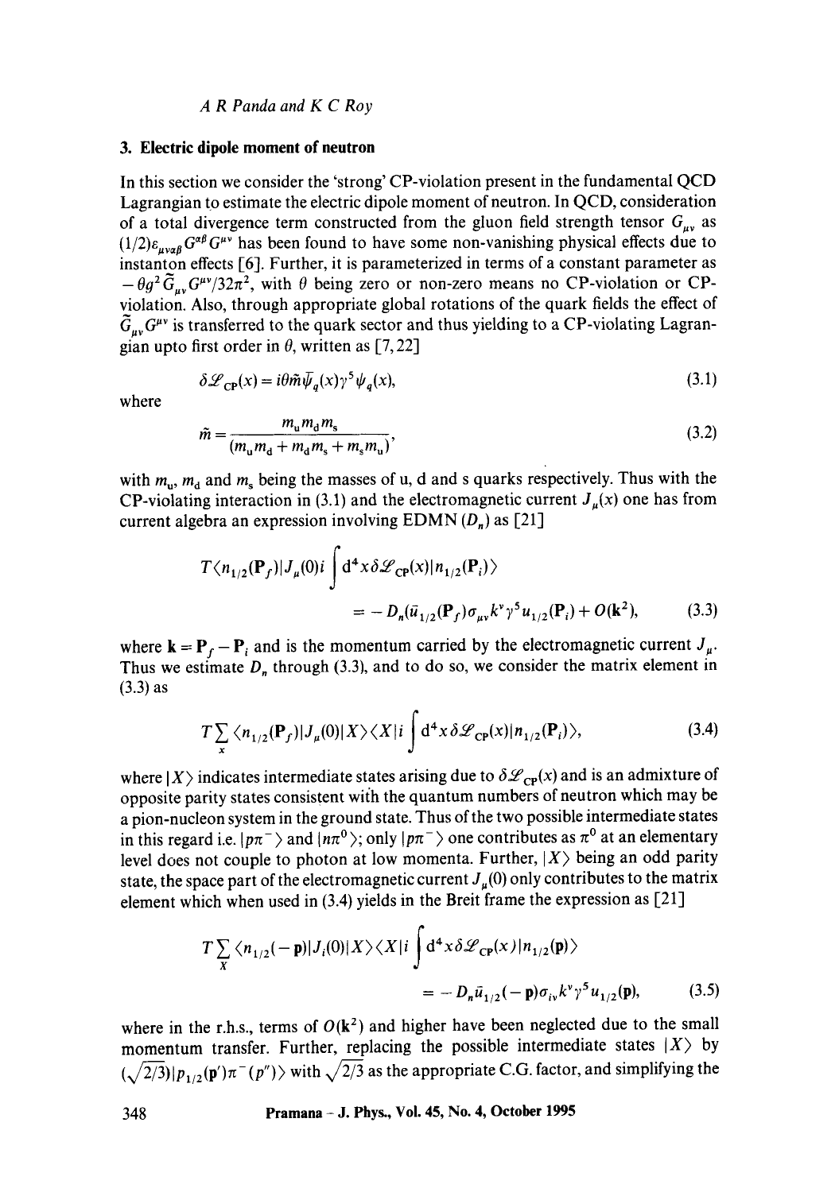### 3. Electric dipole moment of neutron

In this section we consider the 'strong' CP-violation present in the fundamental QCD Lagrangian to estimate the electric dipole moment of neutron. In QCD, consideration of a total divergence term constructed from the gluon field strength tensor $G_{\mu\nu}$ as $(1/2)\varepsilon_{\mu\nu\alpha\beta}G^{\alpha\beta}G^{\mu\nu}$ has been found to have some non-vanishing physical effects due to instanton effects [6]. Further, it is parameterized in terms of a constant parameter as $-\theta g^2 \tilde{G}_{\mu\nu}G^{\mu\nu}/32\pi^2$, with $\theta$ being zero or non-zero means no CP-violation or CP-violation. Also, through appropriate global rotations of the quark fields the effect of $\tilde{G}_{\mu\nu}G^{\mu\nu}$ is transferred to the quark sector and thus yielding to a CP-violating Lagrangian upto first order in $\theta$, written as [7, 22]

$$\delta\mathscr{L}_{\mathrm{CP}}(x) = i\theta\tilde{m}\bar{\psi}_q(x)\gamma^5\psi_q(x), \tag{3.1}$$

where

$$\tilde{m} = \frac{m_u m_d m_s}{(m_u m_d + m_d m_s + m_s m_u)}, \tag{3.2}$$

with $m_u$, $m_d$ and $m_s$ being the masses of u, d and s quarks respectively. Thus with the CP-violating interaction in (3.1) and the electromagnetic current $J_\mu(x)$ one has from current algebra an expression involving EDMN ($D_n$) as [21]

$$T\langle n_{1/2}(\mathbf{P}_f)|J_\mu(0)i\int \mathrm{d}^4x\,\delta\mathscr{L}_{\mathrm{CP}}(x)|n_{1/2}(\mathbf{P}_i)\rangle = -D_n(\bar{u}_{1/2}(\mathbf{P}_f)\sigma_{\mu\nu}k^\nu\gamma^5 u_{1/2}(\mathbf{P}_i) + O(\mathbf{k}^2), \tag{3.3}$$

where $\mathbf{k} = \mathbf{P}_f - \mathbf{P}_i$ and is the momentum carried by the electromagnetic current $J_\mu$. Thus we estimate $D_n$ through (3.3), and to do so, we consider the matrix element in (3.3) as

$$T\sum_x \langle n_{1/2}(\mathbf{P}_f)|J_\mu(0)|X\rangle\langle X|i\int \mathrm{d}^4x\,\delta\mathscr{L}_{\mathrm{CP}}(x)|n_{1/2}(\mathbf{P}_i)\rangle, \tag{3.4}$$

where $|X\rangle$ indicates intermediate states arising due to $\delta\mathscr{L}_{\mathrm{CP}}(x)$ and is an admixture of opposite parity states consistent with the quantum numbers of neutron which may be a pion-nucleon system in the ground state. Thus of the two possible intermediate states in this regard i.e. $|p\pi^-\rangle$ and $|n\pi^0\rangle$; only $|p\pi^-\rangle$ one contributes as $\pi^0$ at an elementary level does not couple to photon at low momenta. Further, $|X\rangle$ being an odd parity state, the space part of the electromagnetic current $J_\mu(0)$ only contributes to the matrix element which when used in (3.4) yields in the Breit frame the expression as [21]

$$T\sum_X \langle n_{1/2}(-\mathbf{p})|J_i(0)|X\rangle\langle X|i\int \mathrm{d}^4x\,\delta\mathscr{L}_{\mathrm{CP}}(x)|n_{1/2}(\mathbf{p})\rangle = -D_n\bar{u}_{1/2}(-\mathbf{p})\sigma_{i\nu}k^\nu\gamma^5 u_{1/2}(\mathbf{p}), \tag{3.5}$$

where in the r.h.s., terms of $O(\mathbf{k}^2)$ and higher have been neglected due to the small momentum transfer. Further, replacing the possible intermediate states $|X\rangle$ by $(\sqrt{2/3})|p_{1/2}(\mathbf{p}')\pi^-(p'')\rangle$ with $\sqrt{2/3}$ as the appropriate C.G. factor, and simplifying the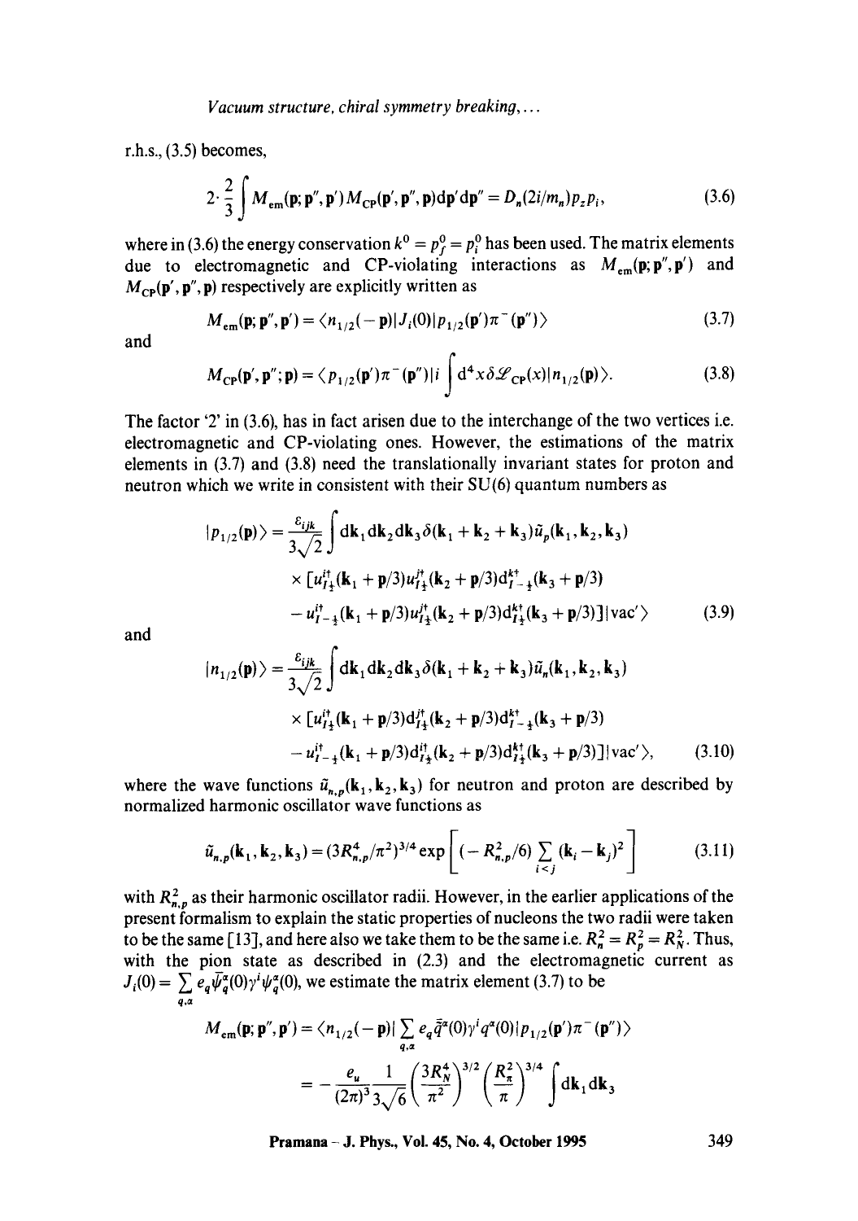r.h.s., (3.5) becomes,

$$2 \cdot \frac{2}{3} \int M_{\text{em}}(\mathbf{p}; \mathbf{p}'', \mathbf{p}') M_{\text{CP}}(\mathbf{p}', \mathbf{p}'', \mathbf{p}) \mathrm{d}\mathbf{p}' \mathrm{d}\mathbf{p}'' = D_n(2i/m_n) p_Z p_i, \tag{3.6}$$

where in (3.6) the energy conservation $k^0 = p_f^0 = p_i^0$ has been used. The matrix elements due to electromagnetic and CP-violating interactions as $M_{\text{em}}(\mathbf{p}; \mathbf{p}'', \mathbf{p}')$ and $M_{\text{CP}}(\mathbf{p}', \mathbf{p}'', \mathbf{p})$ respectively are explicitly written as

$$M_{\text{em}}(\mathbf{p}; \mathbf{p}'', \mathbf{p}') = \langle n_{1/2}(-\mathbf{p}) | J_i(0) | p_{1/2}(\mathbf{p}') \pi^-(\mathbf{p}'') \rangle \tag{3.7}$$

and

$$M_{\text{CP}}(\mathbf{p}', \mathbf{p}''; \mathbf{p}) = \langle p_{1/2}(\mathbf{p}') \pi^-(\mathbf{p}'') | i \int \mathrm{d}^4 x \delta \mathscr{L}_{\text{CP}}(x) | n_{1/2}(\mathbf{p}) \rangle. \tag{3.8}$$

The factor '2' in (3.6), has in fact arisen due to the interchange of the two vertices i.e. electromagnetic and CP-violating ones. However, the estimations of the matrix elements in (3.7) and (3.8) need the translationally invariant states for proton and neutron which we write in consistent with their SU(6) quantum numbers as

$$\begin{aligned} |p_{1/2}(\mathbf{p})\rangle = \frac{\varepsilon_{ijk}}{3\sqrt{2}} \int & \mathrm{d}\mathbf{k}_1 \mathrm{d}\mathbf{k}_2 \mathrm{d}\mathbf{k}_3 \delta(\mathbf{k}_1 + \mathbf{k}_2 + \mathbf{k}_3) \tilde{u}_p(\mathbf{k}_1, \mathbf{k}_2, \mathbf{k}_3) \\ & \times [u_{I\frac{1}{2}}^{i\dagger}(\mathbf{k}_1 + \mathbf{p}/3) u_{I\frac{1}{2}}^{j\dagger}(\mathbf{k}_2 + \mathbf{p}/3) d_{I-\frac{1}{2}}^{k\dagger}(\mathbf{k}_3 + \mathbf{p}/3) \\ & - u_{I-\frac{1}{2}}^{i\dagger}(\mathbf{k}_1 + \mathbf{p}/3) u_{I\frac{1}{2}}^{j\dagger}(\mathbf{k}_2 + \mathbf{p}/3) d_{I\frac{1}{2}}^{k\dagger}(\mathbf{k}_3 + \mathbf{p}/3)] |\text{vac}'\rangle \end{aligned} \tag{3.9}$$

and

$$\begin{aligned} |n_{1/2}(\mathbf{p})\rangle = \frac{\varepsilon_{ijk}}{3\sqrt{2}} \int & \mathrm{d}\mathbf{k}_1 \mathrm{d}\mathbf{k}_2 \mathrm{d}\mathbf{k}_3 \delta(\mathbf{k}_1 + \mathbf{k}_2 + \mathbf{k}_3) \tilde{u}_n(\mathbf{k}_1, \mathbf{k}_2, \mathbf{k}_3) \\ & \times [u_{I\frac{1}{2}}^{i\dagger}(\mathbf{k}_1 + \mathbf{p}/3) d_{I\frac{1}{2}}^{j\dagger}(\mathbf{k}_2 + \mathbf{p}/3) d_{I-\frac{1}{2}}^{k\dagger}(\mathbf{k}_3 + \mathbf{p}/3) \\ & - u_{I-\frac{1}{2}}^{i\dagger}(\mathbf{k}_1 + \mathbf{p}/3) d_{I\frac{1}{2}}^{j\dagger}(\mathbf{k}_2 + \mathbf{p}/3) d_{I\frac{1}{2}}^{k\dagger}(\mathbf{k}_3 + \mathbf{p}/3)] |\text{vac}'\rangle, \end{aligned} \tag{3.10}$$

where the wave functions $\tilde{u}_{n,p}(\mathbf{k}_1, \mathbf{k}_2, \mathbf{k}_3)$ for neutron and proton are described by normalized harmonic oscillator wave functions as

$$\tilde{u}_{n,p}(\mathbf{k}_1, \mathbf{k}_2, \mathbf{k}_3) = (3R_{n,p}^4/\pi^2)^{3/4} \exp\left[(-R_{n,p}^2/6) \sum_{i<j} (\mathbf{k}_i - \mathbf{k}_j)^2\right] \tag{3.11}$$

with $R_{n,p}^2$ as their harmonic oscillator radii. However, in the earlier applications of the present formalism to explain the static properties of nucleons the two radii were taken to be the same [13], and here also we take them to be the same i.e. $R_n^2 = R_p^2 = R_N^2$. Thus, with the pion state as described in (2.3) and the electromagnetic current as $J_i(0) = \sum_{q,\alpha} e_q \bar{\psi}_q^\alpha(0) \gamma^i \psi_q^\alpha(0)$, we estimate the matrix element (3.7) to be

$$\begin{aligned} M_{\text{em}}(\mathbf{p}; \mathbf{p}'', \mathbf{p}') &= \langle n_{1/2}(-\mathbf{p}) | \sum_{q,\alpha} e_q \bar{q}^\alpha(0) \gamma^i q^\alpha(0) | p_{1/2}(\mathbf{p}') \pi^-(\mathbf{p}'') \rangle \\ &= -\frac{e_u}{(2\pi)^3} \frac{1}{3\sqrt{6}} \left(\frac{3R_N^4}{\pi^2}\right)^{3/2} \left(\frac{R_\pi^2}{\pi}\right)^{3/4} \int \mathrm{d}\mathbf{k}_1 \mathrm{d}\mathbf{k}_3 \end{aligned}$$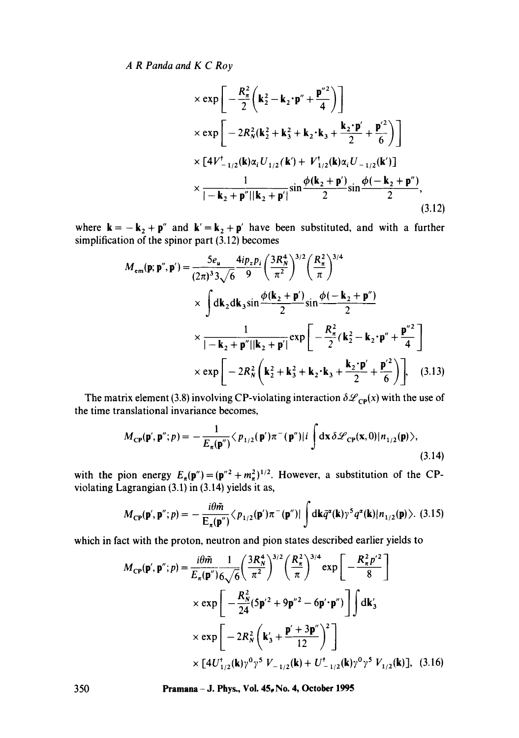$$
\times \exp\left[-\frac{R_\pi^2}{2}\left(\mathbf{k}_2^2 - \mathbf{k}_2\cdot\mathbf{p}'' + \frac{\mathbf{p}''^2}{4}\right)\right]
$$

$$
\times \exp\left[-2R_N^2\left(\mathbf{k}_2^2 + \mathbf{k}_3^2 + \mathbf{k}_2\cdot\mathbf{k}_3 + \frac{\mathbf{k}_2\cdot\mathbf{p}'}{2} + \frac{\mathbf{p}'^2}{6}\right)\right]
$$

$$
\times [4V^\dagger_{-1/2}(\mathbf{k})\alpha_i U_{1/2}(\mathbf{k}') + V^\dagger_{1/2}(\mathbf{k})\alpha_i U_{-1/2}(\mathbf{k}')]
$$

$$
\times \frac{1}{|-\mathbf{k}_2 + \mathbf{p}''||\mathbf{k}_2 + \mathbf{p}'|}\sin\frac{\phi(\mathbf{k}_2 + \mathbf{p}')}{2}\sin\frac{\phi(-\mathbf{k}_2 + \mathbf{p}'')}{2}, \tag{3.12}
$$

where $\mathbf{k} = -\mathbf{k}_2 + \mathbf{p}''$ and $\mathbf{k}' = \mathbf{k}_2 + \mathbf{p}'$ have been substituted, and with a further simplification of the spinor part (3.12) becomes

$$
M_{\mathrm{em}}(\mathbf{p};\mathbf{p}'',\mathbf{p}') = \frac{5e_u}{(2\pi)^3 3\sqrt{6}}\frac{4ip_z p_i}{9}\left(\frac{3R_N^4}{\pi^2}\right)^{3/2}\left(\frac{R_\pi^2}{\pi}\right)^{3/4}
$$

$$
\times \int \mathrm{d}\mathbf{k}_2 \mathrm{d}\mathbf{k}_3 \sin\frac{\phi(\mathbf{k}_2 + \mathbf{p}')}{2}\sin\frac{\phi(-\mathbf{k}_2 + \mathbf{p}'')}{2}
$$

$$
\times \frac{1}{|-\mathbf{k}_2 + \mathbf{p}''||\mathbf{k}_2 + \mathbf{p}'|}\exp\left[-\frac{R_\pi^2}{2}(\mathbf{k}_2^2 - \mathbf{k}_2\cdot\mathbf{p}'' + \frac{\mathbf{p}''^2}{4}\right]
$$

$$
\times \exp\left[-2R_N^2\left(\mathbf{k}_2^2 + \mathbf{k}_3^2 + \mathbf{k}_2\cdot\mathbf{k}_3 + \frac{\mathbf{k}_2\cdot\mathbf{p}'}{2} + \frac{\mathbf{p}'^2}{6}\right)\right], \tag{3.13}
$$

The matrix element (3.8) involving CP-violating interaction $\delta\mathscr{L}_{\mathrm{CP}}(x)$ with the use of the time translational invariance becomes,

$$
M_{\mathrm{CP}}(\mathbf{p}',\mathbf{p}'';p) = -\frac{1}{E_\pi(\mathbf{p}'')}\langle p_{1/2}(\mathbf{p}')\pi^-(\mathbf{p}'')|i\int \mathrm{d}\mathbf{x}\,\delta\mathscr{L}_{\mathrm{CP}}(\mathbf{x},0)|n_{1/2}(\mathbf{p})\rangle, \tag{3.14}
$$

with the pion energy $E_\pi(\mathbf{p}'') = (\mathbf{p}''^2 + m_\pi^2)^{1/2}$. However, a substitution of the CP-violating Lagrangian (3.1) in (3.14) yields it as,

$$
M_{\mathrm{CP}}(\mathbf{p}',\mathbf{p}'';p) = -\frac{i\theta\tilde{m}}{\mathrm{E}_\pi(\mathbf{p}'')}\langle p_{1/2}(\mathbf{p}')\pi^-(\mathbf{p}'')|\int \mathrm{d}\mathbf{k}\bar{q}^\alpha(\mathbf{k})\gamma^5 q^\alpha(\mathbf{k})|n_{1/2}(\mathbf{p})\rangle. \tag{3.15}
$$

which in fact with the proton, neutron and pion states described earlier yields to

$$
M_{\mathrm{CP}}(\mathbf{p}',\mathbf{p}'';p) = \frac{i\theta\tilde{m}}{E_\pi(\mathbf{p}'')}\frac{1}{6\sqrt{6}}\left(\frac{3R_N^4}{\pi^2}\right)^{3/2}\left(\frac{R_\pi^2}{\pi}\right)^{3/4}\exp\left[-\frac{R_\pi^2 p'^2}{8}\right]
$$

$$
\times \exp\left[-\frac{R_N^2}{24}(5\mathbf{p}'^2 + 9\mathbf{p}''^2 - 6\mathbf{p}'\cdot\mathbf{p}'')\right]\int \mathrm{d}\mathbf{k}_3'
$$

$$
\times \exp\left[-2R_N^2\left(\mathbf{k}_3' + \frac{\mathbf{p}' + 3\mathbf{p}''}{12}\right)^2\right]
$$

$$
\times [4U^\dagger_{1/2}(\mathbf{k})\gamma^0\gamma^5 V_{-1/2}(\mathbf{k}) + U^\dagger_{-1/2}(\mathbf{k})\gamma^0\gamma^5 V_{1/2}(\mathbf{k})], \tag{3.16}
$$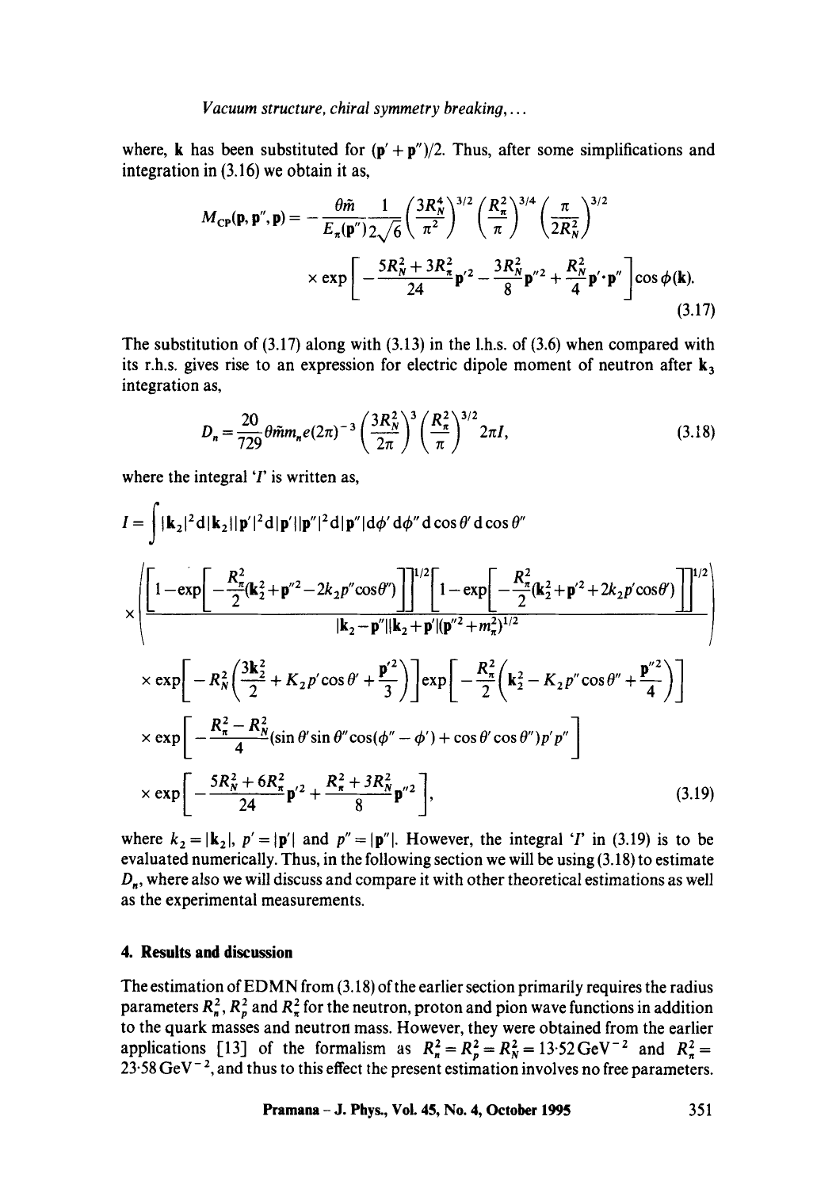where, $\mathbf{k}$ has been substituted for $(\mathbf{p}' + \mathbf{p}'')/2$. Thus, after some simplifications and integration in (3.16) we obtain it as,

$$M_{\rm CP}(\mathbf{p}, \mathbf{p}'', \mathbf{p}) = -\frac{\theta \tilde{m}}{E_\pi(\mathbf{p}'')} \frac{1}{2\sqrt{6}} \left(\frac{3R_N^4}{\pi^2}\right)^{3/2} \left(\frac{R_\pi^2}{\pi}\right)^{3/4} \left(\frac{\pi}{2R_N^2}\right)^{3/2}$$
$$\times \exp\left[-\frac{5R_N^2 + 3R_\pi^2}{24}\mathbf{p}'^2 - \frac{3R_N^2}{8}\mathbf{p}''^2 + \frac{R_N^2}{4}\mathbf{p}'\cdot\mathbf{p}''\right] \cos\phi(\mathbf{k}). \tag{3.17}$$

The substitution of (3.17) along with (3.13) in the l.h.s. of (3.6) when compared with its r.h.s. gives rise to an expression for electric dipole moment of neutron after $\mathbf{k}_3$ integration as,

$$D_n = \frac{20}{729}\theta \tilde{m} m_n e (2\pi)^{-3} \left(\frac{3R_N^2}{2\pi}\right)^3 \left(\frac{R_\pi^2}{\pi}\right)^{3/2} 2\pi I, \tag{3.18}$$

where the integral '$I$' is written as,

$$I = \int |\mathbf{k}_2|^2 \mathrm{d}|\mathbf{k}_2| |\mathbf{p}'|^2 \mathrm{d}|\mathbf{p}'| |\mathbf{p}''|^2 \mathrm{d}|\mathbf{p}''| \mathrm{d}\phi' \mathrm{d}\phi'' \mathrm{d}\cos\theta' \mathrm{d}\cos\theta''$$
$$\times \left( \frac{\left[1 - \exp\left[-\frac{R_\pi^2}{2}(\mathbf{k}_2^2 + \mathbf{p}''^2 - 2k_2 p''\cos\theta'')\right]\right]^{1/2} \left[1 - \exp\left[-\frac{R_\pi^2}{2}(\mathbf{k}_2^2 + \mathbf{p}'^2 + 2k_2 p'\cos\theta')\right]\right]^{1/2}}{|\mathbf{k}_2 - \mathbf{p}''||\mathbf{k}_2 + \mathbf{p}'|(\mathbf{p}''^2 + m_\pi^2)^{1/2}} \right)$$
$$\times \exp\left[-R_N^2\left(\frac{3\mathbf{k}_2^2}{2} + K_2 p'\cos\theta' + \frac{\mathbf{p}'^2}{3}\right)\right] \exp\left[-\frac{R_\pi^2}{2}\left(\mathbf{k}_2^2 - K_2 p''\cos\theta'' + \frac{\mathbf{p}''^2}{4}\right)\right]$$
$$\times \exp\left[-\frac{R_\pi^2 - R_N^2}{4}(\sin\theta'\sin\theta''\cos(\phi'' - \phi') + \cos\theta'\cos\theta'')p'p''\right]$$
$$\times \exp\left[-\frac{5R_N^2 + 6R_\pi^2}{24}\mathbf{p}'^2 + \frac{R_\pi^2 + 3R_N^2}{8}\mathbf{p}''^2\right], \tag{3.19}$$

where $k_2 = |\mathbf{k}_2|$, $p' = |\mathbf{p}'|$ and $p'' = |\mathbf{p}''|$. However, the integral '$I$' in (3.19) is to be evaluated numerically. Thus, in the following section we will be using (3.18) to estimate $D_n$, where also we will discuss and compare it with other theoretical estimations as well as the experimental measurements.

## 4. Results and discussion

The estimation of EDMN from (3.18) of the earlier section primarily requires the radius parameters $R_n^2$, $R_p^2$ and $R_\pi^2$ for the neutron, proton and pion wave functions in addition to the quark masses and neutron mass. However, they were obtained from the earlier applications [13] of the formalism as $R_n^2 = R_p^2 = R_N^2 = 13{\cdot}52\,\mathrm{GeV}^{-2}$ and $R_\pi^2 = 23{\cdot}58\,\mathrm{GeV}^{-2}$, and thus to this effect the present estimation involves no free parameters.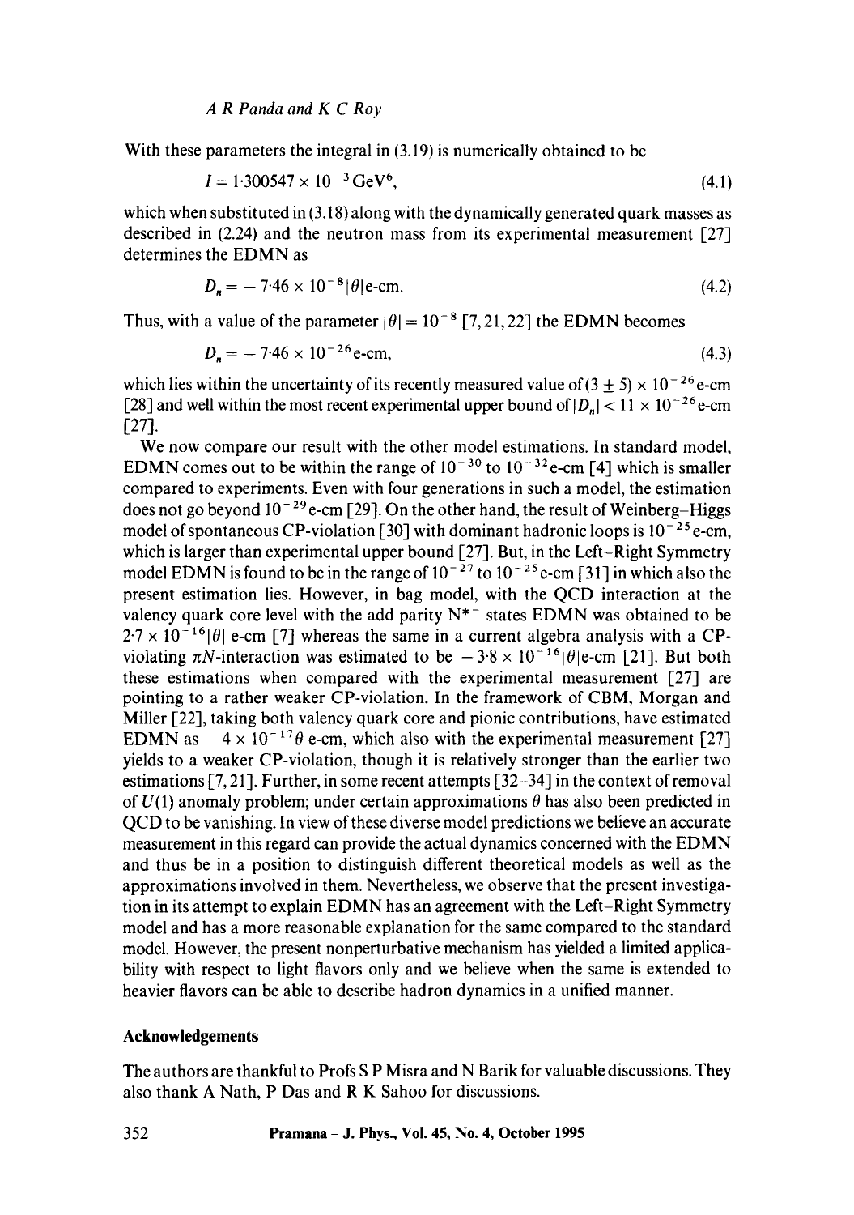With these parameters the integral in (3.19) is numerically obtained to be

$$I = 1{\cdot}300547 \times 10^{-3}\,\text{GeV}^6, \tag{4.1}$$

which when substituted in (3.18) along with the dynamically generated quark masses as described in (2.24) and the neutron mass from its experimental measurement [27] determines the EDMN as

$$D_n = -7{\cdot}46 \times 10^{-8}|\theta|\,\text{e-cm}. \tag{4.2}$$

Thus, with a value of the parameter $|\theta| = 10^{-8}$ [7, 21, 22] the EDMN becomes

$$D_n = -7{\cdot}46 \times 10^{-26}\,\text{e-cm}, \tag{4.3}$$

which lies within the uncertainty of its recently measured value of $(3 \pm 5) \times 10^{-26}$ e-cm [28] and well within the most recent experimental upper bound of $|D_n| < 11 \times 10^{-26}$ e-cm [27].

We now compare our result with the other model estimations. In standard model, EDMN comes out to be within the range of $10^{-30}$ to $10^{-32}$ e-cm [4] which is smaller compared to experiments. Even with four generations in such a model, the estimation does not go beyond $10^{-29}$ e-cm [29]. On the other hand, the result of Weinberg–Higgs model of spontaneous CP-violation [30] with dominant hadronic loops is $10^{-25}$ e-cm, which is larger than experimental upper bound [27]. But, in the Left–Right Symmetry model EDMN is found to be in the range of $10^{-27}$ to $10^{-25}$ e-cm [31] in which also the present estimation lies. However, in bag model, with the QCD interaction at the valency quark core level with the add parity $N^{*-}$ states EDMN was obtained to be $2{\cdot}7 \times 10^{-16}|\theta|$ e-cm [7] whereas the same in a current algebra analysis with a CP-violating $\pi N$-interaction was estimated to be $-3{\cdot}8 \times 10^{-16}|\theta|$e-cm [21]. But both these estimations when compared with the experimental measurement [27] are pointing to a rather weaker CP-violation. In the framework of CBM, Morgan and Miller [22], taking both valency quark core and pionic contributions, have estimated EDMN as $-4 \times 10^{-17}\theta$ e-cm, which also with the experimental measurement [27] yields to a weaker CP-violation, though it is relatively stronger than the earlier two estimations [7, 21]. Further, in some recent attempts [32–34] in the context of removal of $U(1)$ anomaly problem; under certain approximations $\theta$ has also been predicted in QCD to be vanishing. In view of these diverse model predictions we believe an accurate measurement in this regard can provide the actual dynamics concerned with the EDMN and thus be in a position to distinguish different theoretical models as well as the approximations involved in them. Nevertheless, we observe that the present investigation in its attempt to explain EDMN has an agreement with the Left–Right Symmetry model and has a more reasonable explanation for the same compared to the standard model. However, the present nonperturbative mechanism has yielded a limited applicability with respect to light flavors only and we believe when the same is extended to heavier flavors can be able to describe hadron dynamics in a unified manner.

## Acknowledgements

The authors are thankful to Profs S P Misra and N Barik for valuable discussions. They also thank A Nath, P Das and R K Sahoo for discussions.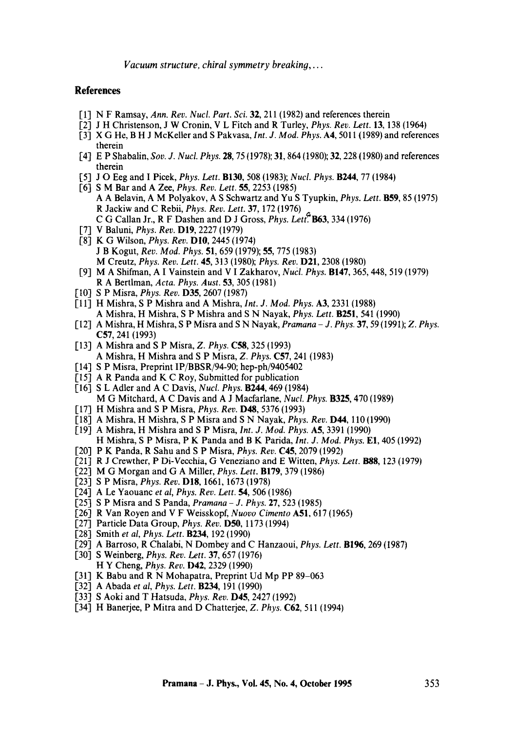## References

[1] N F Ramsay, *Ann. Rev. Nucl. Part. Sci.* **32**, 211 (1982) and references therein

[2] J H Christenson, J W Cronin, V L Fitch and R Turley, *Phys. Rev. Lett.* **13**, 138 (1964)

[3] X G He, B H J McKeller and S Pakvasa, *Int. J. Mod. Phys.* **A4**, 5011 (1989) and references therein

[4] E P Shabalin, *Sov. J. Nucl. Phys.* **28**, 75 (1978); **31**, 864 (1980); **32**, 228 (1980) and references therein

[5] J O Eeg and I Picek, *Phys. Lett.* **B130**, 508 (1983); *Nucl. Phys.* **B244**, 77 (1984)

[6] S M Bar and A Zee, *Phys. Rev. Lett.* **55**, 2253 (1985)
A A Belavin, A M Polyakov, A S Schwartz and Yu S Tyupkin, *Phys. Lett.* **B59**, 85 (1975)
R Jackiw and C Rebii, *Phys. Rev. Lett.* **37**, 172 (1976)
C G Callan Jr., R F Dashen and D J Gross, *Phys. Lett.* **B63**, 334 (1976)

[7] V Baluni, *Phys. Rev.* **D19**, 2227 (1979)

[8] K G Wilson, *Phys. Rev.* **D10**, 2445 (1974)
J B Kogut, *Rev. Mod. Phys.* **51**, 659 (1979); **55**, 775 (1983)
M Creutz, *Phys. Rev. Lett.* **45**, 313 (1980); *Phys. Rev.* **D21**, 2308 (1980)

[9] M A Shifman, A I Vainstein and V I Zakharov, *Nucl. Phys.* **B147**, 365, 448, 519 (1979)
R A Bertlman, *Acta. Phys. Aust.* **53**, 305 (1981)

[10] S P Misra, *Phys. Rev.* **D35**, 2607 (1987)

[11] H Mishra, S P Mishra and A Mishra, *Int. J. Mod. Phys.* **A3**, 2331 (1988)
A Mishra, H Mishra, S P Mishra and S N Nayak, *Phys. Lett.* **B251**, 541 (1990)

[12] A Mishra, H Mishra, S P Misra and S N Nayak, *Pramana – J. Phys.* **37**, 59 (1991); *Z. Phys.* **C57**, 241 (1993)

[13] A Mishra and S P Misra, *Z. Phys.* **C58**, 325 (1993)
A Mishra, H Mishra and S P Misra, *Z. Phys.* **C57**, 241 (1983)

[14] S P Misra, Preprint IP/BBSR/94-90; hep-ph/9405402

[15] A R Panda and K C Roy, Submitted for publication

[16] S L Adler and A C Davis, *Nucl. Phys.* **B244**, 469 (1984)
M G Mitchard, A C Davis and A J Macfarlane, *Nucl. Phys.* **B325**, 470 (1989)

[17] H Mishra and S P Misra, *Phys. Rev.* **D48**, 5376 (1993)

[18] A Mishra, H Mishra, S P Misra and S N Nayak, *Phys. Rev.* **D44**, 110 (1990)

[19] A Mishra, H Mishra and S P Misra, *Int. J. Mod. Phys.* **A5**, 3391 (1990)
H Mishra, S P Misra, P K Panda and B K Parida, *Int. J. Mod. Phys.* **E1**, 405 (1992)

[20] P K Panda, R Sahu and S P Misra, *Phys. Rev.* **C45**, 2079 (1992)

[21] R J Crewther, P Di-Vecchia, G Veneziano and E Witten, *Phys. Lett.* **B88**, 123 (1979)

[22] M G Morgan and G A Miller, *Phys. Lett.* **B179**, 379 (1986)

[23] S P Misra, *Phys. Rev.* **D18**, 1661, 1673 (1978)

[24] A Le Yaouanc *et al*, *Phys. Rev. Lett.* **54**, 506 (1986)

[25] S P Misra and S Panda, *Pramana – J. Phys.* **27**, 523 (1985)

[26] R Van Royen and V F Weisskopf, *Nuovo Cimento* **A51**, 617 (1965)

[27] Particle Data Group, *Phys. Rev.* **D50**, 1173 (1994)

[28] Smith *et al*, *Phys. Lett.* **B234**, 192 (1990)

[29] A Barroso, R Chalabi, N Dombey and C Hanzaoui, *Phys. Lett.* **B196**, 269 (1987)

[30] S Weinberg, *Phys. Rev. Lett.* **37**, 657 (1976)
H Y Cheng, *Phys. Rev.* **D42**, 2329 (1990)

[31] K Babu and R N Mohapatra, Preprint Ud Mp PP 89–063

[32] A Abada *et al*, *Phys. Lett.* **B234**, 191 (1990)

[33] S Aoki and T Hatsuda, *Phys. Rev.* **D45**, 2427 (1992)

[34] H Banerjee, P Mitra and D Chatterjee, *Z. Phys.* **C62**, 511 (1994)